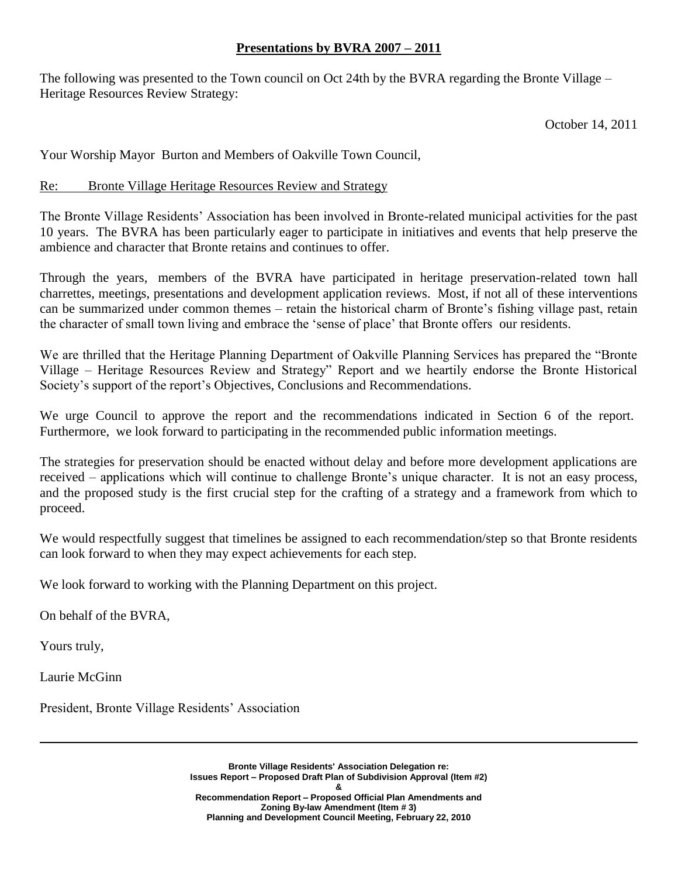# Presentations by BVRA 2007 – 2011

The following was presented to the Town council on Oct 24th by the BVRA regarding the Bronte Village – Heritage Resources Review Strategy:

October 14, 2011

Your Worship Mayor Burton and Members of Oakville Town Council,

Re: Bronte Village Heritage Resources Review and Strategy

The Bronte Village Residents' Association has been involved in Bronte-related municipal activities for the past 10 years. The BVRA has been particularly eager to participate in initiatives and events that help preserve the ambience and character that Bronte retains and continues to offer.

Through the years, members of the BVRA have participated in heritage preservation-related town hall charrettes, meetings, presentations and development application reviews. Most, if not all of these interventions can be summarized under common themes – retain the historical charm of Bronte's fishing village past, retain the character of small town living and embrace the 'sense of place' that Bronte offers our residents.

We are thrilled that the Heritage Planning Department of Oakville Planning Services has prepared the "Bronte Village – Heritage Resources Review and Strategy" Report and we heartily endorse the Bronte Historical Society's support of the report's Objectives, Conclusions and Recommendations.

We urge Council to approve the report and the recommendations indicated in Section 6 of the report. Furthermore, we look forward to participating in the recommended public information meetings.

The strategies for preservation should be enacted without delay and before more development applications are received – applications which will continue to challenge Bronte's unique character. It is not an easy process, and the proposed study is the first crucial step for the crafting of a strategy and a framework from which to proceed.

We would respectfully suggest that timelines be assigned to each recommendation/step so that Bronte residents can look forward to when they may expect achievements for each step.

We look forward to working with the Planning Department on this project.

On behalf of the BVRA,

Yours truly,

Laurie McGinn

President, Bronte Village Residents' Association

---

**Bronte Village Residents' Association Delegation re:**
**Issues Report – Proposed Draft Plan of Subdivision Approval (Item #2)**
**&**
**Recommendation Report – Proposed Official Plan Amendments and Zoning By-law Amendment (Item # 3)**
**Planning and Development Council Meeting, February 22, 2010**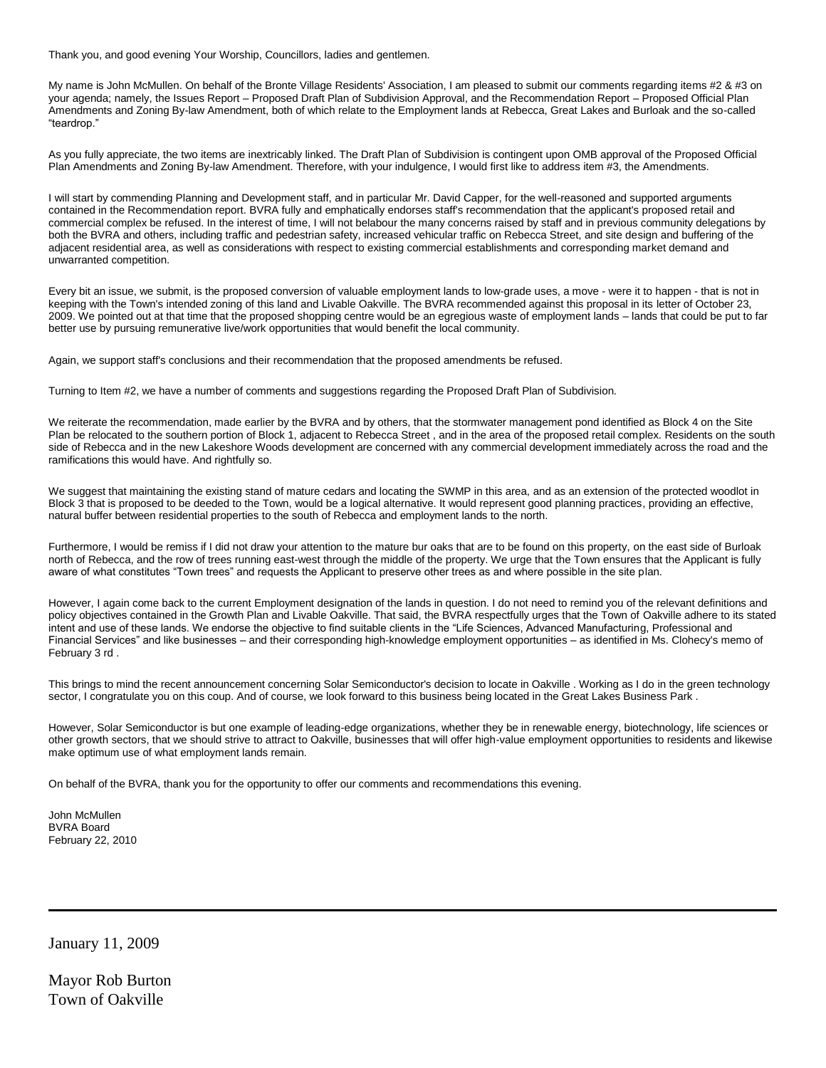Thank you, and good evening Your Worship, Councillors, ladies and gentlemen.

My name is John McMullen. On behalf of the Bronte Village Residents' Association, I am pleased to submit our comments regarding items #2 & #3 on your agenda; namely, the Issues Report – Proposed Draft Plan of Subdivision Approval, and the Recommendation Report – Proposed Official Plan Amendments and Zoning By-law Amendment, both of which relate to the Employment lands at Rebecca, Great Lakes and Burloak and the so-called "teardrop."

As you fully appreciate, the two items are inextricably linked. The Draft Plan of Subdivision is contingent upon OMB approval of the Proposed Official Plan Amendments and Zoning By-law Amendment. Therefore, with your indulgence, I would first like to address item #3, the Amendments.

I will start by commending Planning and Development staff, and in particular Mr. David Capper, for the well-reasoned and supported arguments contained in the Recommendation report. BVRA fully and emphatically endorses staff's recommendation that the applicant's proposed retail and commercial complex be refused. In the interest of time, I will not belabour the many concerns raised by staff and in previous community delegations by both the BVRA and others, including traffic and pedestrian safety, increased vehicular traffic on Rebecca Street, and site design and buffering of the adjacent residential area, as well as considerations with respect to existing commercial establishments and corresponding market demand and unwarranted competition.

Every bit an issue, we submit, is the proposed conversion of valuable employment lands to low-grade uses, a move - were it to happen - that is not in keeping with the Town's intended zoning of this land and Livable Oakville. The BVRA recommended against this proposal in its letter of October 23, 2009. We pointed out at that time that the proposed shopping centre would be an egregious waste of employment lands – lands that could be put to far better use by pursuing remunerative live/work opportunities that would benefit the local community.

Again, we support staff's conclusions and their recommendation that the proposed amendments be refused.

Turning to Item #2, we have a number of comments and suggestions regarding the Proposed Draft Plan of Subdivision.

We reiterate the recommendation, made earlier by the BVRA and by others, that the stormwater management pond identified as Block 4 on the Site Plan be relocated to the southern portion of Block 1, adjacent to Rebecca Street , and in the area of the proposed retail complex. Residents on the south side of Rebecca and in the new Lakeshore Woods development are concerned with any commercial development immediately across the road and the ramifications this would have. And rightfully so.

We suggest that maintaining the existing stand of mature cedars and locating the SWMP in this area, and as an extension of the protected woodlot in Block 3 that is proposed to be deeded to the Town, would be a logical alternative. It would represent good planning practices, providing an effective, natural buffer between residential properties to the south of Rebecca and employment lands to the north.

Furthermore, I would be remiss if I did not draw your attention to the mature bur oaks that are to be found on this property, on the east side of Burloak north of Rebecca, and the row of trees running east-west through the middle of the property. We urge that the Town ensures that the Applicant is fully aware of what constitutes "Town trees" and requests the Applicant to preserve other trees as and where possible in the site plan.

However, I again come back to the current Employment designation of the lands in question. I do not need to remind you of the relevant definitions and policy objectives contained in the Growth Plan and Livable Oakville. That said, the BVRA respectfully urges that the Town of Oakville adhere to its stated intent and use of these lands. We endorse the objective to find suitable clients in the "Life Sciences, Advanced Manufacturing, Professional and Financial Services" and like businesses – and their corresponding high-knowledge employment opportunities – as identified in Ms. Clohecy's memo of February 3 rd .

This brings to mind the recent announcement concerning Solar Semiconductor's decision to locate in Oakville . Working as I do in the green technology sector, I congratulate you on this coup. And of course, we look forward to this business being located in the Great Lakes Business Park .

However, Solar Semiconductor is but one example of leading-edge organizations, whether they be in renewable energy, biotechnology, life sciences or other growth sectors, that we should strive to attract to Oakville, businesses that will offer high-value employment opportunities to residents and likewise make optimum use of what employment lands remain.

On behalf of the BVRA, thank you for the opportunity to offer our comments and recommendations this evening.

John McMullen
BVRA Board
February 22, 2010

---

January 11, 2009

Mayor Rob Burton
Town of Oakville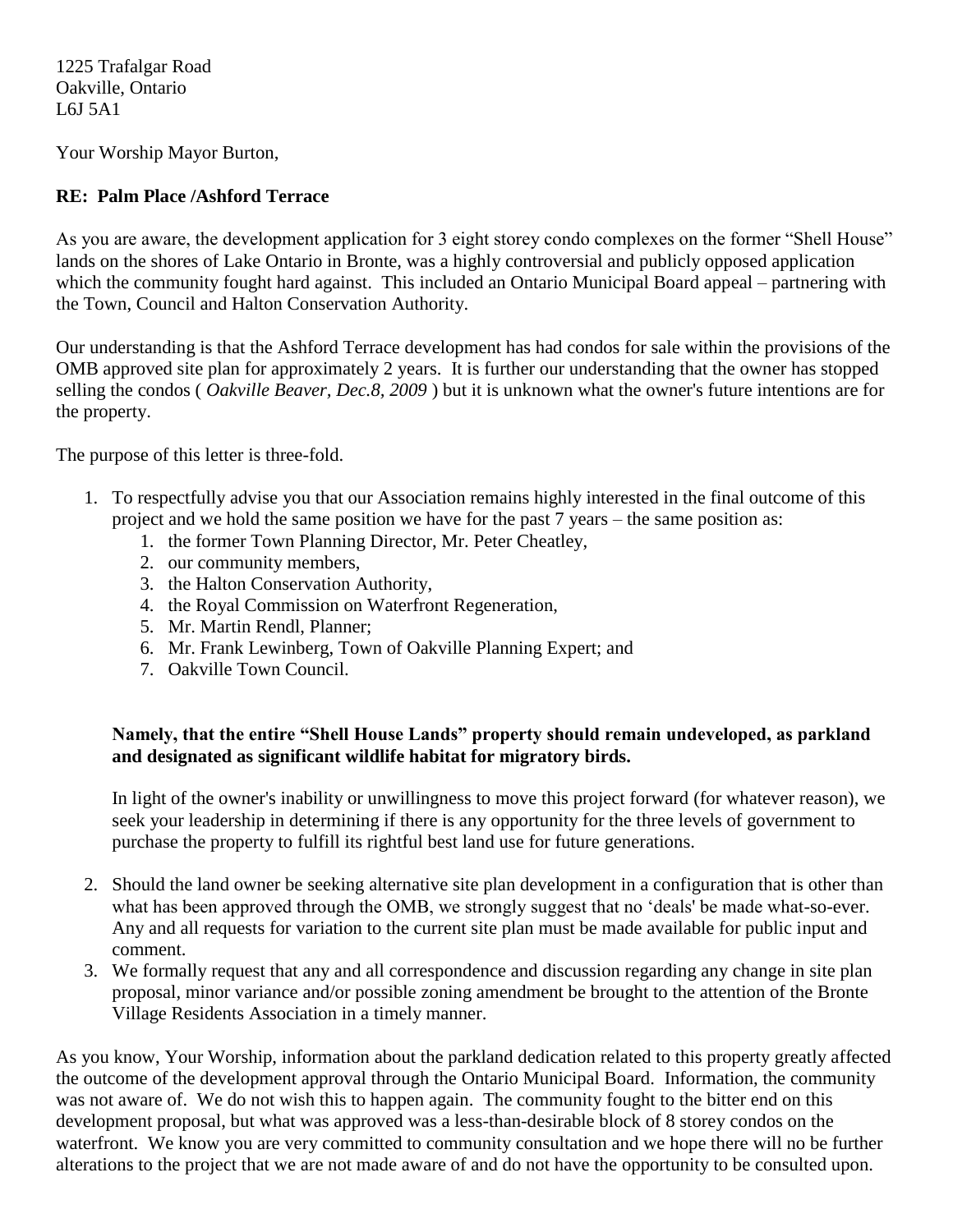1225 Trafalgar Road
Oakville, Ontario
L6J 5A1

Your Worship Mayor Burton,

**RE: Palm Place /Ashford Terrace**

As you are aware, the development application for 3 eight storey condo complexes on the former "Shell House" lands on the shores of Lake Ontario in Bronte, was a highly controversial and publicly opposed application which the community fought hard against. This included an Ontario Municipal Board appeal – partnering with the Town, Council and Halton Conservation Authority.

Our understanding is that the Ashford Terrace development has had condos for sale within the provisions of the OMB approved site plan for approximately 2 years. It is further our understanding that the owner has stopped selling the condos ( *Oakville Beaver, Dec.8, 2009* ) but it is unknown what the owner's future intentions are for the property.

The purpose of this letter is three-fold.

1. To respectfully advise you that our Association remains highly interested in the final outcome of this project and we hold the same position we have for the past 7 years – the same position as:
   1. the former Town Planning Director, Mr. Peter Cheatley,
   2. our community members,
   3. the Halton Conservation Authority,
   4. the Royal Commission on Waterfront Regeneration,
   5. Mr. Martin Rendl, Planner;
   6. Mr. Frank Lewinberg, Town of Oakville Planning Expert; and
   7. Oakville Town Council.

   **Namely, that the entire "Shell House Lands" property should remain undeveloped, as parkland and designated as significant wildlife habitat for migratory birds.**

   In light of the owner's inability or unwillingness to move this project forward (for whatever reason), we seek your leadership in determining if there is any opportunity for the three levels of government to purchase the property to fulfill its rightful best land use for future generations.

2. Should the land owner be seeking alternative site plan development in a configuration that is other than what has been approved through the OMB, we strongly suggest that no 'deals' be made what-so-ever. Any and all requests for variation to the current site plan must be made available for public input and comment.
3. We formally request that any and all correspondence and discussion regarding any change in site plan proposal, minor variance and/or possible zoning amendment be brought to the attention of the Bronte Village Residents Association in a timely manner.

As you know, Your Worship, information about the parkland dedication related to this property greatly affected the outcome of the development approval through the Ontario Municipal Board. Information, the community was not aware of. We do not wish this to happen again. The community fought to the bitter end on this development proposal, but what was approved was a less-than-desirable block of 8 storey condos on the waterfront. We know you are very committed to community consultation and we hope there will no be further alterations to the project that we are not made aware of and do not have the opportunity to be consulted upon.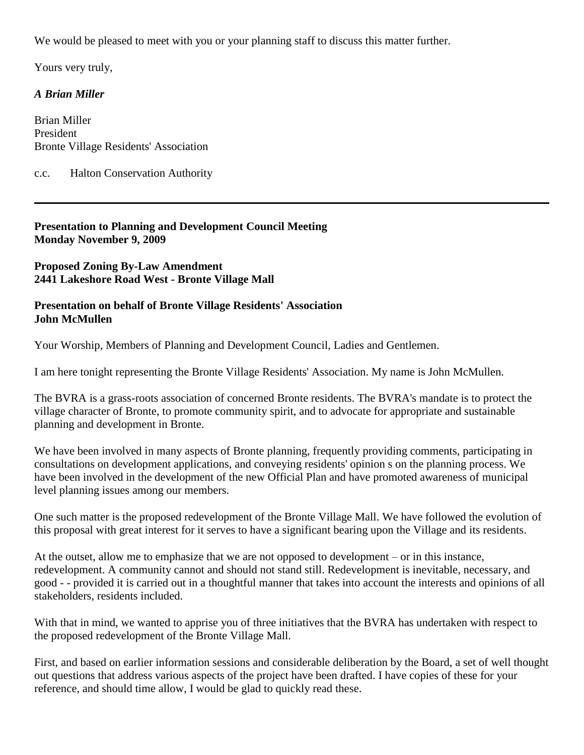We would be pleased to meet with you or your planning staff to discuss this matter further.

Yours very truly,

***A Brian Miller***

Brian Miller
President
Bronte Village Residents' Association

c.c. Halton Conservation Authority

---

**Presentation to Planning and Development Council Meeting**
**Monday November 9, 2009**

**Proposed Zoning By-Law Amendment**
**2441 Lakeshore Road West - Bronte Village Mall**

**Presentation on behalf of Bronte Village Residents' Association**
**John McMullen**

Your Worship, Members of Planning and Development Council, Ladies and Gentlemen.

I am here tonight representing the Bronte Village Residents' Association. My name is John McMullen.

The BVRA is a grass-roots association of concerned Bronte residents. The BVRA's mandate is to protect the village character of Bronte, to promote community spirit, and to advocate for appropriate and sustainable planning and development in Bronte.

We have been involved in many aspects of Bronte planning, frequently providing comments, participating in consultations on development applications, and conveying residents' opinion s on the planning process. We have been involved in the development of the new Official Plan and have promoted awareness of municipal level planning issues among our members.

One such matter is the proposed redevelopment of the Bronte Village Mall. We have followed the evolution of this proposal with great interest for it serves to have a significant bearing upon the Village and its residents.

At the outset, allow me to emphasize that we are not opposed to development – or in this instance, redevelopment. A community cannot and should not stand still. Redevelopment is inevitable, necessary, and good - - provided it is carried out in a thoughtful manner that takes into account the interests and opinions of all stakeholders, residents included.

With that in mind, we wanted to apprise you of three initiatives that the BVRA has undertaken with respect to the proposed redevelopment of the Bronte Village Mall.

First, and based on earlier information sessions and considerable deliberation by the Board, a set of well thought out questions that address various aspects of the project have been drafted. I have copies of these for your reference, and should time allow, I would be glad to quickly read these.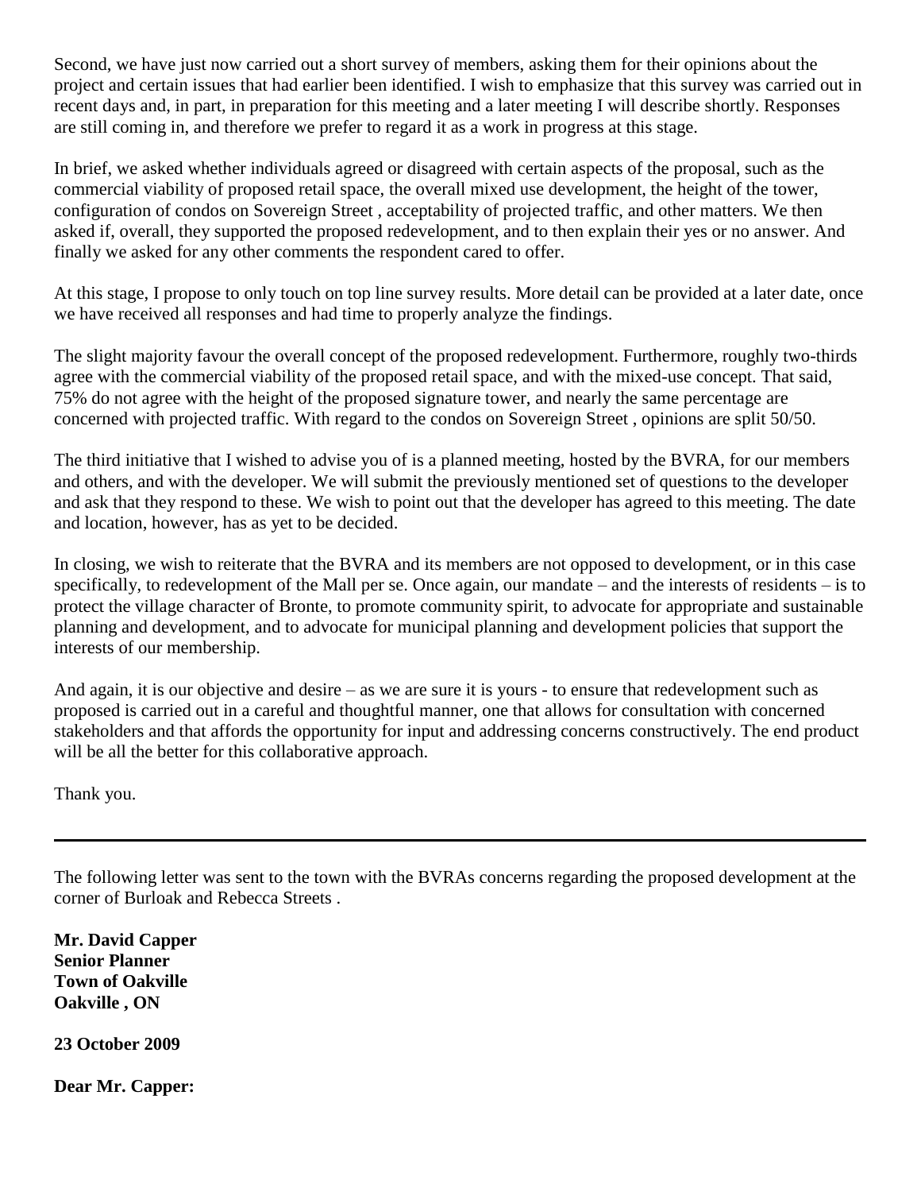Second, we have just now carried out a short survey of members, asking them for their opinions about the project and certain issues that had earlier been identified. I wish to emphasize that this survey was carried out in recent days and, in part, in preparation for this meeting and a later meeting I will describe shortly. Responses are still coming in, and therefore we prefer to regard it as a work in progress at this stage.

In brief, we asked whether individuals agreed or disagreed with certain aspects of the proposal, such as the commercial viability of proposed retail space, the overall mixed use development, the height of the tower, configuration of condos on Sovereign Street , acceptability of projected traffic, and other matters. We then asked if, overall, they supported the proposed redevelopment, and to then explain their yes or no answer. And finally we asked for any other comments the respondent cared to offer.

At this stage, I propose to only touch on top line survey results. More detail can be provided at a later date, once we have received all responses and had time to properly analyze the findings.

The slight majority favour the overall concept of the proposed redevelopment. Furthermore, roughly two-thirds agree with the commercial viability of the proposed retail space, and with the mixed-use concept. That said, 75% do not agree with the height of the proposed signature tower, and nearly the same percentage are concerned with projected traffic. With regard to the condos on Sovereign Street , opinions are split 50/50.

The third initiative that I wished to advise you of is a planned meeting, hosted by the BVRA, for our members and others, and with the developer. We will submit the previously mentioned set of questions to the developer and ask that they respond to these. We wish to point out that the developer has agreed to this meeting. The date and location, however, has as yet to be decided.

In closing, we wish to reiterate that the BVRA and its members are not opposed to development, or in this case specifically, to redevelopment of the Mall per se. Once again, our mandate – and the interests of residents – is to protect the village character of Bronte, to promote community spirit, to advocate for appropriate and sustainable planning and development, and to advocate for municipal planning and development policies that support the interests of our membership.

And again, it is our objective and desire – as we are sure it is yours - to ensure that redevelopment such as proposed is carried out in a careful and thoughtful manner, one that allows for consultation with concerned stakeholders and that affords the opportunity for input and addressing concerns constructively. The end product will be all the better for this collaborative approach.

Thank you.

---

The following letter was sent to the town with the BVRAs concerns regarding the proposed development at the corner of Burloak and Rebecca Streets .

**Mr. David Capper**
**Senior Planner**
**Town of Oakville**
**Oakville , ON**

**23 October 2009**

**Dear Mr. Capper:**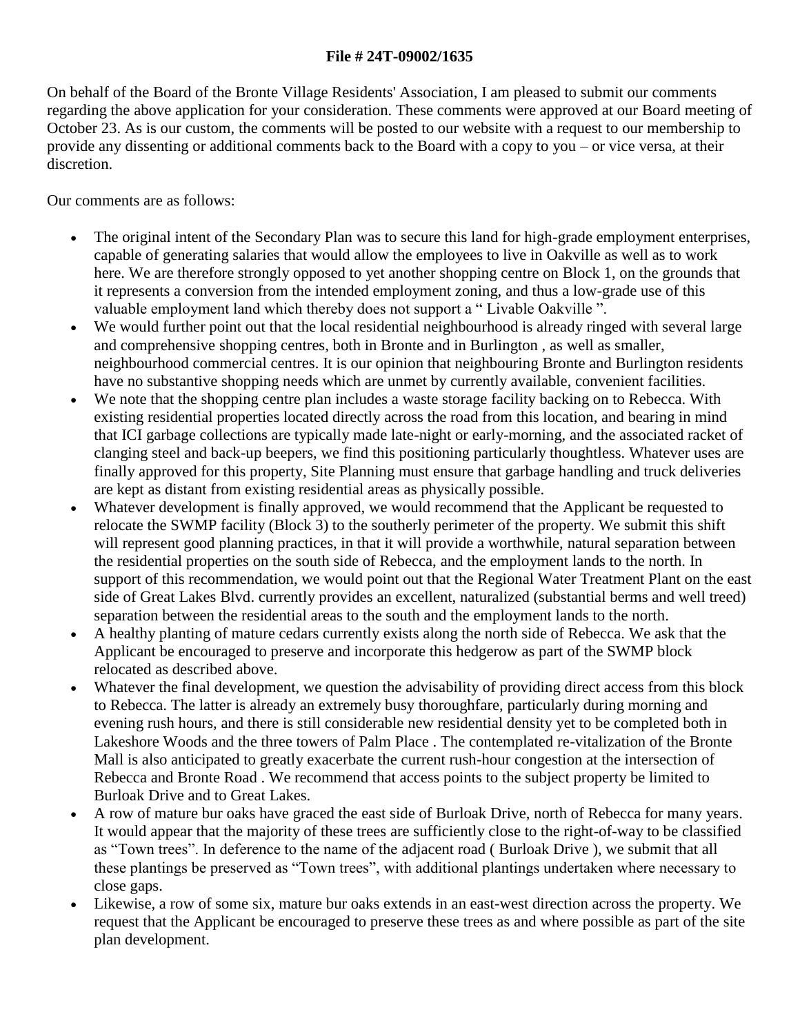**File # 24T-09002/1635**

On behalf of the Board of the Bronte Village Residents' Association, I am pleased to submit our comments regarding the above application for your consideration. These comments were approved at our Board meeting of October 23. As is our custom, the comments will be posted to our website with a request to our membership to provide any dissenting or additional comments back to the Board with a copy to you – or vice versa, at their discretion.

Our comments are as follows:

- The original intent of the Secondary Plan was to secure this land for high-grade employment enterprises, capable of generating salaries that would allow the employees to live in Oakville as well as to work here. We are therefore strongly opposed to yet another shopping centre on Block 1, on the grounds that it represents a conversion from the intended employment zoning, and thus a low-grade use of this valuable employment land which thereby does not support a " Livable Oakville ".
- We would further point out that the local residential neighbourhood is already ringed with several large and comprehensive shopping centres, both in Bronte and in Burlington , as well as smaller, neighbourhood commercial centres. It is our opinion that neighbouring Bronte and Burlington residents have no substantive shopping needs which are unmet by currently available, convenient facilities.
- We note that the shopping centre plan includes a waste storage facility backing on to Rebecca. With existing residential properties located directly across the road from this location, and bearing in mind that ICI garbage collections are typically made late-night or early-morning, and the associated racket of clanging steel and back-up beepers, we find this positioning particularly thoughtless. Whatever uses are finally approved for this property, Site Planning must ensure that garbage handling and truck deliveries are kept as distant from existing residential areas as physically possible.
- Whatever development is finally approved, we would recommend that the Applicant be requested to relocate the SWMP facility (Block 3) to the southerly perimeter of the property. We submit this shift will represent good planning practices, in that it will provide a worthwhile, natural separation between the residential properties on the south side of Rebecca, and the employment lands to the north. In support of this recommendation, we would point out that the Regional Water Treatment Plant on the east side of Great Lakes Blvd. currently provides an excellent, naturalized (substantial berms and well treed) separation between the residential areas to the south and the employment lands to the north.
- A healthy planting of mature cedars currently exists along the north side of Rebecca. We ask that the Applicant be encouraged to preserve and incorporate this hedgerow as part of the SWMP block relocated as described above.
- Whatever the final development, we question the advisability of providing direct access from this block to Rebecca. The latter is already an extremely busy thoroughfare, particularly during morning and evening rush hours, and there is still considerable new residential density yet to be completed both in Lakeshore Woods and the three towers of Palm Place . The contemplated re-vitalization of the Bronte Mall is also anticipated to greatly exacerbate the current rush-hour congestion at the intersection of Rebecca and Bronte Road . We recommend that access points to the subject property be limited to Burloak Drive and to Great Lakes.
- A row of mature bur oaks have graced the east side of Burloak Drive, north of Rebecca for many years. It would appear that the majority of these trees are sufficiently close to the right-of-way to be classified as "Town trees". In deference to the name of the adjacent road ( Burloak Drive ), we submit that all these plantings be preserved as "Town trees", with additional plantings undertaken where necessary to close gaps.
- Likewise, a row of some six, mature bur oaks extends in an east-west direction across the property. We request that the Applicant be encouraged to preserve these trees as and where possible as part of the site plan development.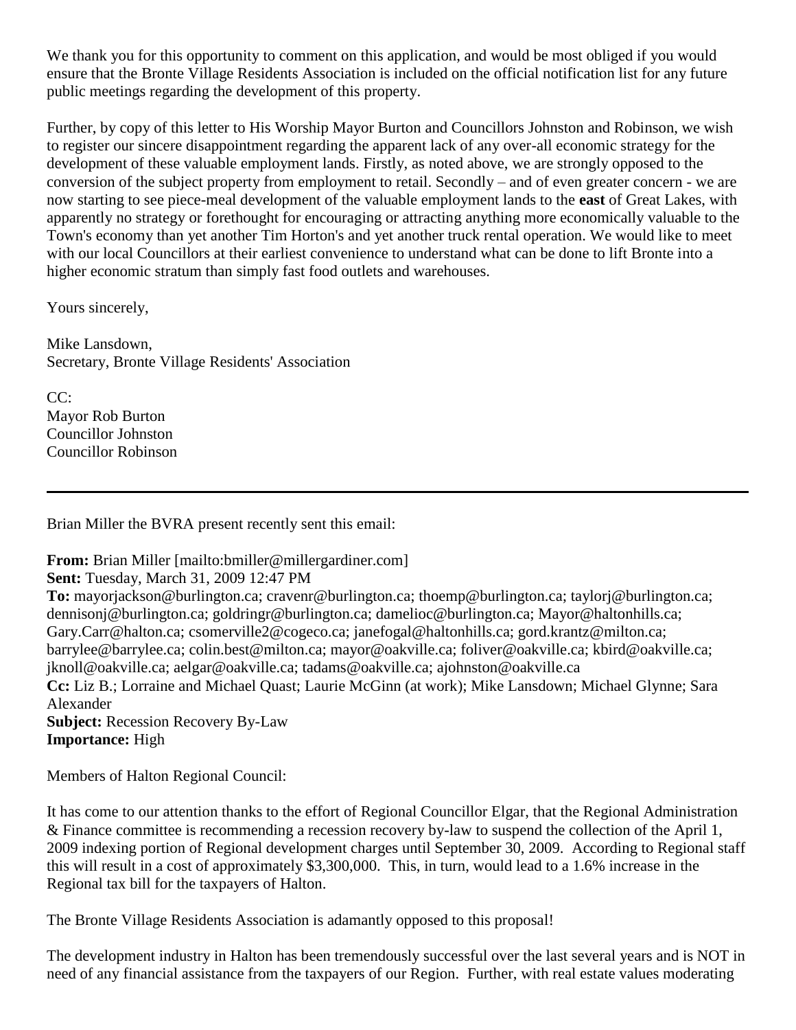We thank you for this opportunity to comment on this application, and would be most obliged if you would ensure that the Bronte Village Residents Association is included on the official notification list for any future public meetings regarding the development of this property.

Further, by copy of this letter to His Worship Mayor Burton and Councillors Johnston and Robinson, we wish to register our sincere disappointment regarding the apparent lack of any over-all economic strategy for the development of these valuable employment lands. Firstly, as noted above, we are strongly opposed to the conversion of the subject property from employment to retail. Secondly – and of even greater concern - we are now starting to see piece-meal development of the valuable employment lands to the **east** of Great Lakes, with apparently no strategy or forethought for encouraging or attracting anything more economically valuable to the Town's economy than yet another Tim Horton's and yet another truck rental operation. We would like to meet with our local Councillors at their earliest convenience to understand what can be done to lift Bronte into a higher economic stratum than simply fast food outlets and warehouses.

Yours sincerely,

Mike Lansdown,
Secretary, Bronte Village Residents' Association

CC:
Mayor Rob Burton
Councillor Johnston
Councillor Robinson

---

Brian Miller the BVRA present recently sent this email:

**From:** Brian Miller [mailto:bmiller@millergardiner.com]
**Sent:** Tuesday, March 31, 2009 12:47 PM
**To:** mayorjackson@burlington.ca; cravenr@burlington.ca; thoemp@burlington.ca; taylorj@burlington.ca; dennisonj@burlington.ca; goldringr@burlington.ca; damelioc@burlington.ca; Mayor@haltonhills.ca; Gary.Carr@halton.ca; csomerville2@cogeco.ca; janefogal@haltonhills.ca; gord.krantz@milton.ca; barrylee@barrylee.ca; colin.best@milton.ca; mayor@oakville.ca; foliver@oakville.ca; kbird@oakville.ca; jknoll@oakville.ca; aelgar@oakville.ca; tadams@oakville.ca; ajohnston@oakville.ca
**Cc:** Liz B.; Lorraine and Michael Quast; Laurie McGinn (at work); Mike Lansdown; Michael Glynne; Sara Alexander
**Subject:** Recession Recovery By-Law
**Importance:** High

Members of Halton Regional Council:

It has come to our attention thanks to the effort of Regional Councillor Elgar, that the Regional Administration & Finance committee is recommending a recession recovery by-law to suspend the collection of the April 1, 2009 indexing portion of Regional development charges until September 30, 2009. According to Regional staff this will result in a cost of approximately $3,300,000. This, in turn, would lead to a 1.6% increase in the Regional tax bill for the taxpayers of Halton.

The Bronte Village Residents Association is adamantly opposed to this proposal!

The development industry in Halton has been tremendously successful over the last several years and is NOT in need of any financial assistance from the taxpayers of our Region. Further, with real estate values moderating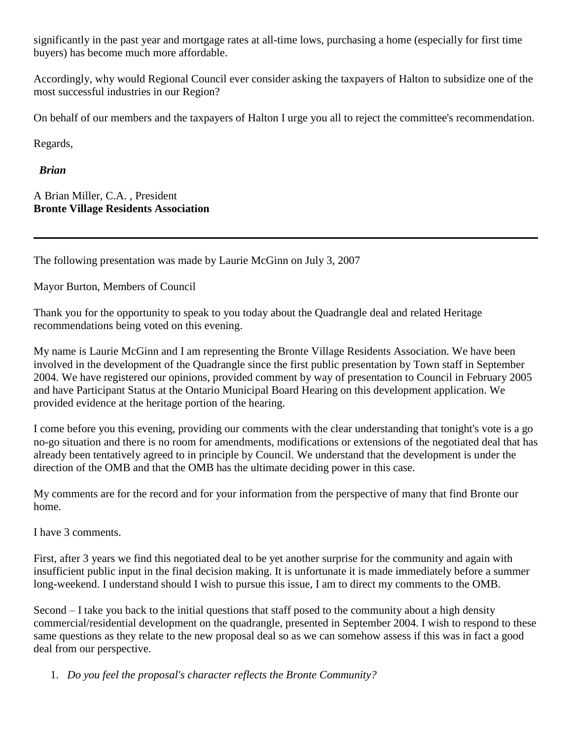significantly in the past year and mortgage rates at all-time lows, purchasing a home (especially for first time buyers) has become much more affordable.

Accordingly, why would Regional Council ever consider asking the taxpayers of Halton to subsidize one of the most successful industries in our Region?

On behalf of our members and the taxpayers of Halton I urge you all to reject the committee's recommendation.

Regards,

***Brian***

A Brian Miller, C.A. , President
**Bronte Village Residents Association**

---

The following presentation was made by Laurie McGinn on July 3, 2007

Mayor Burton, Members of Council

Thank you for the opportunity to speak to you today about the Quadrangle deal and related Heritage recommendations being voted on this evening.

My name is Laurie McGinn and I am representing the Bronte Village Residents Association. We have been involved in the development of the Quadrangle since the first public presentation by Town staff in September 2004. We have registered our opinions, provided comment by way of presentation to Council in February 2005 and have Participant Status at the Ontario Municipal Board Hearing on this development application. We provided evidence at the heritage portion of the hearing.

I come before you this evening, providing our comments with the clear understanding that tonight's vote is a go no-go situation and there is no room for amendments, modifications or extensions of the negotiated deal that has already been tentatively agreed to in principle by Council. We understand that the development is under the direction of the OMB and that the OMB has the ultimate deciding power in this case.

My comments are for the record and for your information from the perspective of many that find Bronte our home.

I have 3 comments.

First, after 3 years we find this negotiated deal to be yet another surprise for the community and again with insufficient public input in the final decision making. It is unfortunate it is made immediately before a summer long-weekend. I understand should I wish to pursue this issue, I am to direct my comments to the OMB.

Second – I take you back to the initial questions that staff posed to the community about a high density commercial/residential development on the quadrangle, presented in September 2004. I wish to respond to these same questions as they relate to the new proposal deal so as we can somehow assess if this was in fact a good deal from our perspective.

1. *Do you feel the proposal's character reflects the Bronte Community?*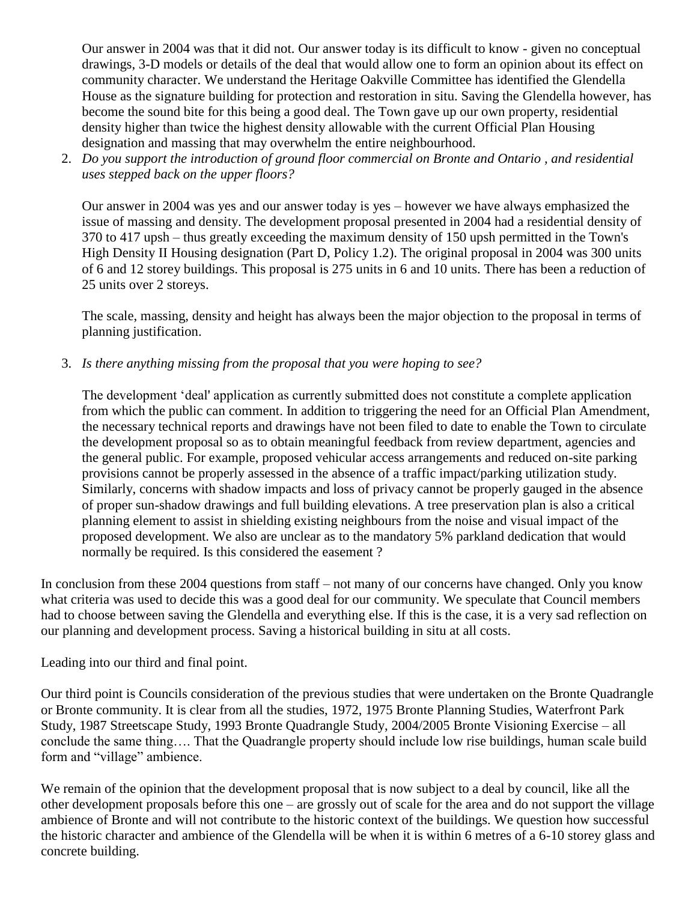Our answer in 2004 was that it did not. Our answer today is its difficult to know - given no conceptual drawings, 3-D models or details of the deal that would allow one to form an opinion about its effect on community character. We understand the Heritage Oakville Committee has identified the Glendella House as the signature building for protection and restoration in situ. Saving the Glendella however, has become the sound bite for this being a good deal. The Town gave up our own property, residential density higher than twice the highest density allowable with the current Official Plan Housing designation and massing that may overwhelm the entire neighbourhood.

2. *Do you support the introduction of ground floor commercial on Bronte and Ontario , and residential uses stepped back on the upper floors?*

   Our answer in 2004 was yes and our answer today is yes – however we have always emphasized the issue of massing and density. The development proposal presented in 2004 had a residential density of 370 to 417 upsh – thus greatly exceeding the maximum density of 150 upsh permitted in the Town's High Density II Housing designation (Part D, Policy 1.2). The original proposal in 2004 was 300 units of 6 and 12 storey buildings. This proposal is 275 units in 6 and 10 units. There has been a reduction of 25 units over 2 storeys.

   The scale, massing, density and height has always been the major objection to the proposal in terms of planning justification.

3. *Is there anything missing from the proposal that you were hoping to see?*

   The development 'deal' application as currently submitted does not constitute a complete application from which the public can comment. In addition to triggering the need for an Official Plan Amendment, the necessary technical reports and drawings have not been filed to date to enable the Town to circulate the development proposal so as to obtain meaningful feedback from review department, agencies and the general public. For example, proposed vehicular access arrangements and reduced on-site parking provisions cannot be properly assessed in the absence of a traffic impact/parking utilization study. Similarly, concerns with shadow impacts and loss of privacy cannot be properly gauged in the absence of proper sun-shadow drawings and full building elevations. A tree preservation plan is also a critical planning element to assist in shielding existing neighbours from the noise and visual impact of the proposed development. We also are unclear as to the mandatory 5% parkland dedication that would normally be required. Is this considered the easement ?

In conclusion from these 2004 questions from staff – not many of our concerns have changed. Only you know what criteria was used to decide this was a good deal for our community. We speculate that Council members had to choose between saving the Glendella and everything else. If this is the case, it is a very sad reflection on our planning and development process. Saving a historical building in situ at all costs.

Leading into our third and final point.

Our third point is Councils consideration of the previous studies that were undertaken on the Bronte Quadrangle or Bronte community. It is clear from all the studies, 1972, 1975 Bronte Planning Studies, Waterfront Park Study, 1987 Streetscape Study, 1993 Bronte Quadrangle Study, 2004/2005 Bronte Visioning Exercise – all conclude the same thing…. That the Quadrangle property should include low rise buildings, human scale build form and "village" ambience.

We remain of the opinion that the development proposal that is now subject to a deal by council, like all the other development proposals before this one – are grossly out of scale for the area and do not support the village ambience of Bronte and will not contribute to the historic context of the buildings. We question how successful the historic character and ambience of the Glendella will be when it is within 6 metres of a 6-10 storey glass and concrete building.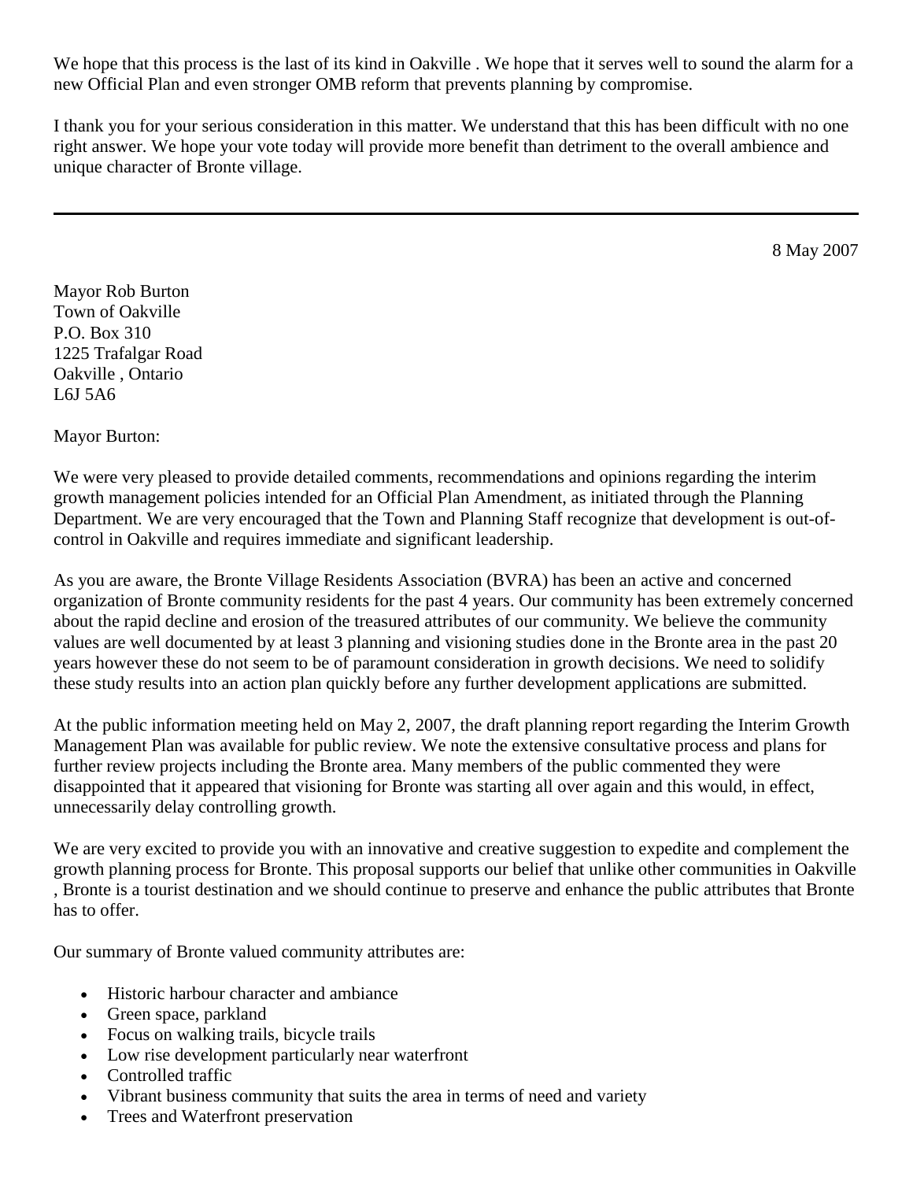We hope that this process is the last of its kind in Oakville . We hope that it serves well to sound the alarm for a new Official Plan and even stronger OMB reform that prevents planning by compromise.

I thank you for your serious consideration in this matter. We understand that this has been difficult with no one right answer. We hope your vote today will provide more benefit than detriment to the overall ambience and unique character of Bronte village.

---

8 May 2007

Mayor Rob Burton  
Town of Oakville  
P.O. Box 310  
1225 Trafalgar Road  
Oakville , Ontario  
L6J 5A6

Mayor Burton:

We were very pleased to provide detailed comments, recommendations and opinions regarding the interim growth management policies intended for an Official Plan Amendment, as initiated through the Planning Department. We are very encouraged that the Town and Planning Staff recognize that development is out-of-control in Oakville and requires immediate and significant leadership.

As you are aware, the Bronte Village Residents Association (BVRA) has been an active and concerned organization of Bronte community residents for the past 4 years. Our community has been extremely concerned about the rapid decline and erosion of the treasured attributes of our community. We believe the community values are well documented by at least 3 planning and visioning studies done in the Bronte area in the past 20 years however these do not seem to be of paramount consideration in growth decisions. We need to solidify these study results into an action plan quickly before any further development applications are submitted.

At the public information meeting held on May 2, 2007, the draft planning report regarding the Interim Growth Management Plan was available for public review. We note the extensive consultative process and plans for further review projects including the Bronte area. Many members of the public commented they were disappointed that it appeared that visioning for Bronte was starting all over again and this would, in effect, unnecessarily delay controlling growth.

We are very excited to provide you with an innovative and creative suggestion to expedite and complement the growth planning process for Bronte. This proposal supports our belief that unlike other communities in Oakville , Bronte is a tourist destination and we should continue to preserve and enhance the public attributes that Bronte has to offer.

Our summary of Bronte valued community attributes are:

- Historic harbour character and ambiance
- Green space, parkland
- Focus on walking trails, bicycle trails
- Low rise development particularly near waterfront
- Controlled traffic
- Vibrant business community that suits the area in terms of need and variety
- Trees and Waterfront preservation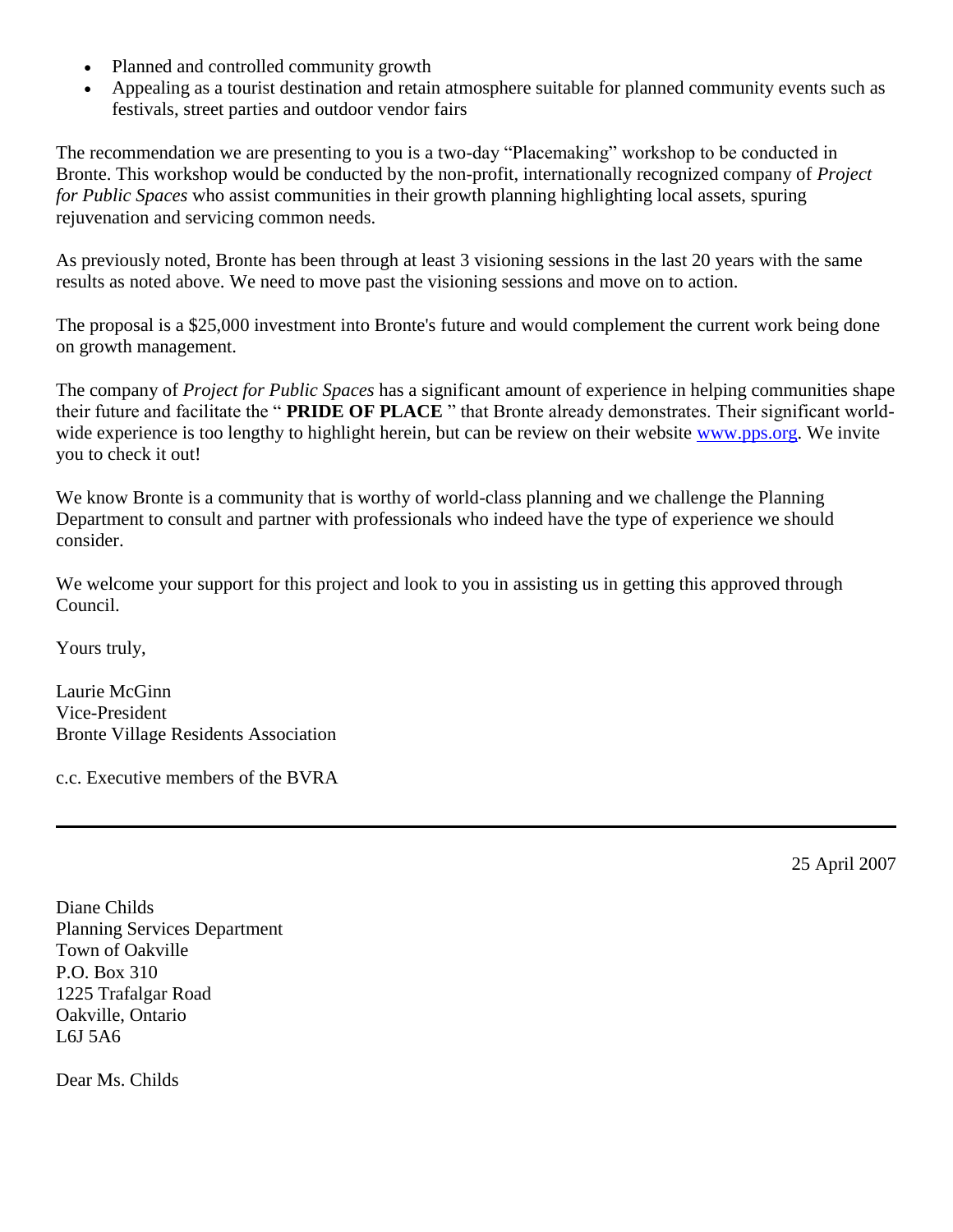- Planned and controlled community growth
- Appealing as a tourist destination and retain atmosphere suitable for planned community events such as festivals, street parties and outdoor vendor fairs

The recommendation we are presenting to you is a two-day "Placemaking" workshop to be conducted in Bronte. This workshop would be conducted by the non-profit, internationally recognized company of *Project for Public Spaces* who assist communities in their growth planning highlighting local assets, spuring rejuvenation and servicing common needs.

As previously noted, Bronte has been through at least 3 visioning sessions in the last 20 years with the same results as noted above. We need to move past the visioning sessions and move on to action.

The proposal is a $25,000 investment into Bronte's future and would complement the current work being done on growth management.

The company of *Project for Public Spaces* has a significant amount of experience in helping communities shape their future and facilitate the " **PRIDE OF PLACE** " that Bronte already demonstrates. Their significant world-wide experience is too lengthy to highlight herein, but can be review on their website [www.pps.org](http://www.pps.org). We invite you to check it out!

We know Bronte is a community that is worthy of world-class planning and we challenge the Planning Department to consult and partner with professionals who indeed have the type of experience we should consider.

We welcome your support for this project and look to you in assisting us in getting this approved through Council.

Yours truly,

Laurie McGinn
Vice-President
Bronte Village Residents Association

c.c. Executive members of the BVRA

---

25 April 2007

Diane Childs
Planning Services Department
Town of Oakville
P.O. Box 310
1225 Trafalgar Road
Oakville, Ontario
L6J 5A6

Dear Ms. Childs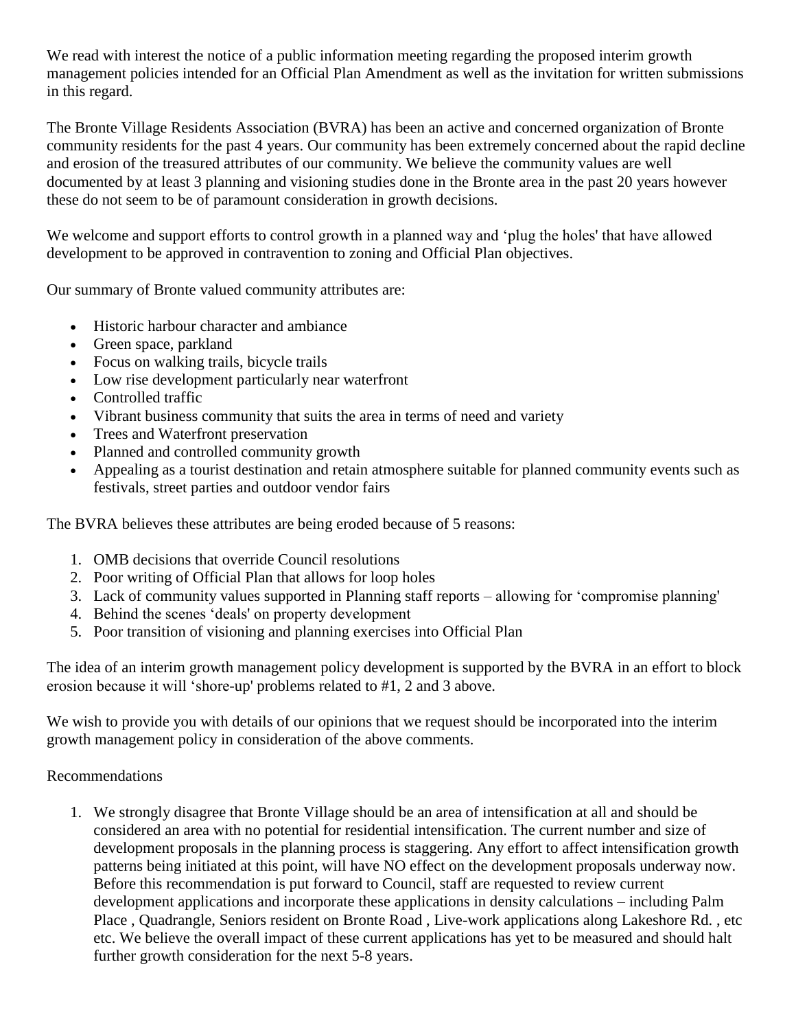We read with interest the notice of a public information meeting regarding the proposed interim growth management policies intended for an Official Plan Amendment as well as the invitation for written submissions in this regard.

The Bronte Village Residents Association (BVRA) has been an active and concerned organization of Bronte community residents for the past 4 years. Our community has been extremely concerned about the rapid decline and erosion of the treasured attributes of our community. We believe the community values are well documented by at least 3 planning and visioning studies done in the Bronte area in the past 20 years however these do not seem to be of paramount consideration in growth decisions.

We welcome and support efforts to control growth in a planned way and 'plug the holes' that have allowed development to be approved in contravention to zoning and Official Plan objectives.

Our summary of Bronte valued community attributes are:

- Historic harbour character and ambiance
- Green space, parkland
- Focus on walking trails, bicycle trails
- Low rise development particularly near waterfront
- Controlled traffic
- Vibrant business community that suits the area in terms of need and variety
- Trees and Waterfront preservation
- Planned and controlled community growth
- Appealing as a tourist destination and retain atmosphere suitable for planned community events such as festivals, street parties and outdoor vendor fairs

The BVRA believes these attributes are being eroded because of 5 reasons:

1. OMB decisions that override Council resolutions
2. Poor writing of Official Plan that allows for loop holes
3. Lack of community values supported in Planning staff reports – allowing for 'compromise planning'
4. Behind the scenes 'deals' on property development
5. Poor transition of visioning and planning exercises into Official Plan

The idea of an interim growth management policy development is supported by the BVRA in an effort to block erosion because it will 'shore-up' problems related to #1, 2 and 3 above.

We wish to provide you with details of our opinions that we request should be incorporated into the interim growth management policy in consideration of the above comments.

Recommendations

1. We strongly disagree that Bronte Village should be an area of intensification at all and should be considered an area with no potential for residential intensification. The current number and size of development proposals in the planning process is staggering. Any effort to affect intensification growth patterns being initiated at this point, will have NO effect on the development proposals underway now. Before this recommendation is put forward to Council, staff are requested to review current development applications and incorporate these applications in density calculations – including Palm Place , Quadrangle, Seniors resident on Bronte Road , Live-work applications along Lakeshore Rd. , etc etc. We believe the overall impact of these current applications has yet to be measured and should halt further growth consideration for the next 5-8 years.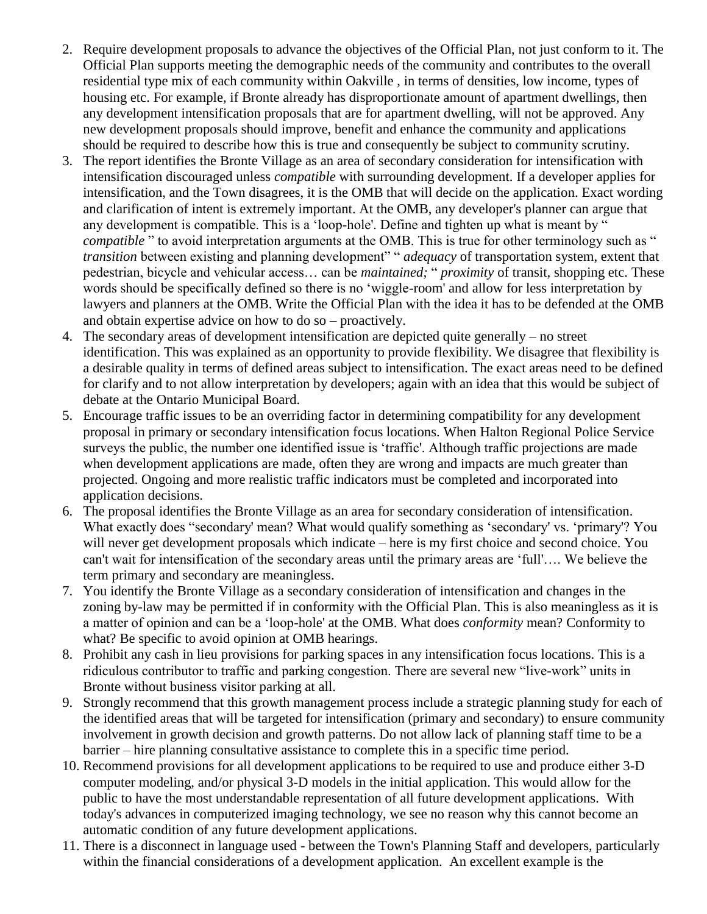2. Require development proposals to advance the objectives of the Official Plan, not just conform to it. The Official Plan supports meeting the demographic needs of the community and contributes to the overall residential type mix of each community within Oakville , in terms of densities, low income, types of housing etc. For example, if Bronte already has disproportionate amount of apartment dwellings, then any development intensification proposals that are for apartment dwelling, will not be approved. Any new development proposals should improve, benefit and enhance the community and applications should be required to describe how this is true and consequently be subject to community scrutiny.
3. The report identifies the Bronte Village as an area of secondary consideration for intensification with intensification discouraged unless *compatible* with surrounding development. If a developer applies for intensification, and the Town disagrees, it is the OMB that will decide on the application. Exact wording and clarification of intent is extremely important. At the OMB, any developer's planner can argue that any development is compatible. This is a 'loop-hole'. Define and tighten up what is meant by " *compatible* " to avoid interpretation arguments at the OMB. This is true for other terminology such as " *transition* between existing and planning development" " *adequacy* of transportation system, extent that pedestrian, bicycle and vehicular access… can be *maintained;* " *proximity* of transit, shopping etc. These words should be specifically defined so there is no 'wiggle-room' and allow for less interpretation by lawyers and planners at the OMB. Write the Official Plan with the idea it has to be defended at the OMB and obtain expertise advice on how to do so – proactively.
4. The secondary areas of development intensification are depicted quite generally – no street identification. This was explained as an opportunity to provide flexibility. We disagree that flexibility is a desirable quality in terms of defined areas subject to intensification. The exact areas need to be defined for clarify and to not allow interpretation by developers; again with an idea that this would be subject of debate at the Ontario Municipal Board.
5. Encourage traffic issues to be an overriding factor in determining compatibility for any development proposal in primary or secondary intensification focus locations. When Halton Regional Police Service surveys the public, the number one identified issue is 'traffic'. Although traffic projections are made when development applications are made, often they are wrong and impacts are much greater than projected. Ongoing and more realistic traffic indicators must be completed and incorporated into application decisions.
6. The proposal identifies the Bronte Village as an area for secondary consideration of intensification. What exactly does "secondary' mean? What would qualify something as 'secondary' vs. 'primary'? You will never get development proposals which indicate – here is my first choice and second choice. You can't wait for intensification of the secondary areas until the primary areas are 'full'…. We believe the term primary and secondary are meaningless.
7. You identify the Bronte Village as a secondary consideration of intensification and changes in the zoning by-law may be permitted if in conformity with the Official Plan. This is also meaningless as it is a matter of opinion and can be a 'loop-hole' at the OMB. What does *conformity* mean? Conformity to what? Be specific to avoid opinion at OMB hearings.
8. Prohibit any cash in lieu provisions for parking spaces in any intensification focus locations. This is a ridiculous contributor to traffic and parking congestion. There are several new "live-work" units in Bronte without business visitor parking at all.
9. Strongly recommend that this growth management process include a strategic planning study for each of the identified areas that will be targeted for intensification (primary and secondary) to ensure community involvement in growth decision and growth patterns. Do not allow lack of planning staff time to be a barrier – hire planning consultative assistance to complete this in a specific time period.
10. Recommend provisions for all development applications to be required to use and produce either 3-D computer modeling, and/or physical 3-D models in the initial application. This would allow for the public to have the most understandable representation of all future development applications. With today's advances in computerized imaging technology, we see no reason why this cannot become an automatic condition of any future development applications.
11. There is a disconnect in language used - between the Town's Planning Staff and developers, particularly within the financial considerations of a development application. An excellent example is the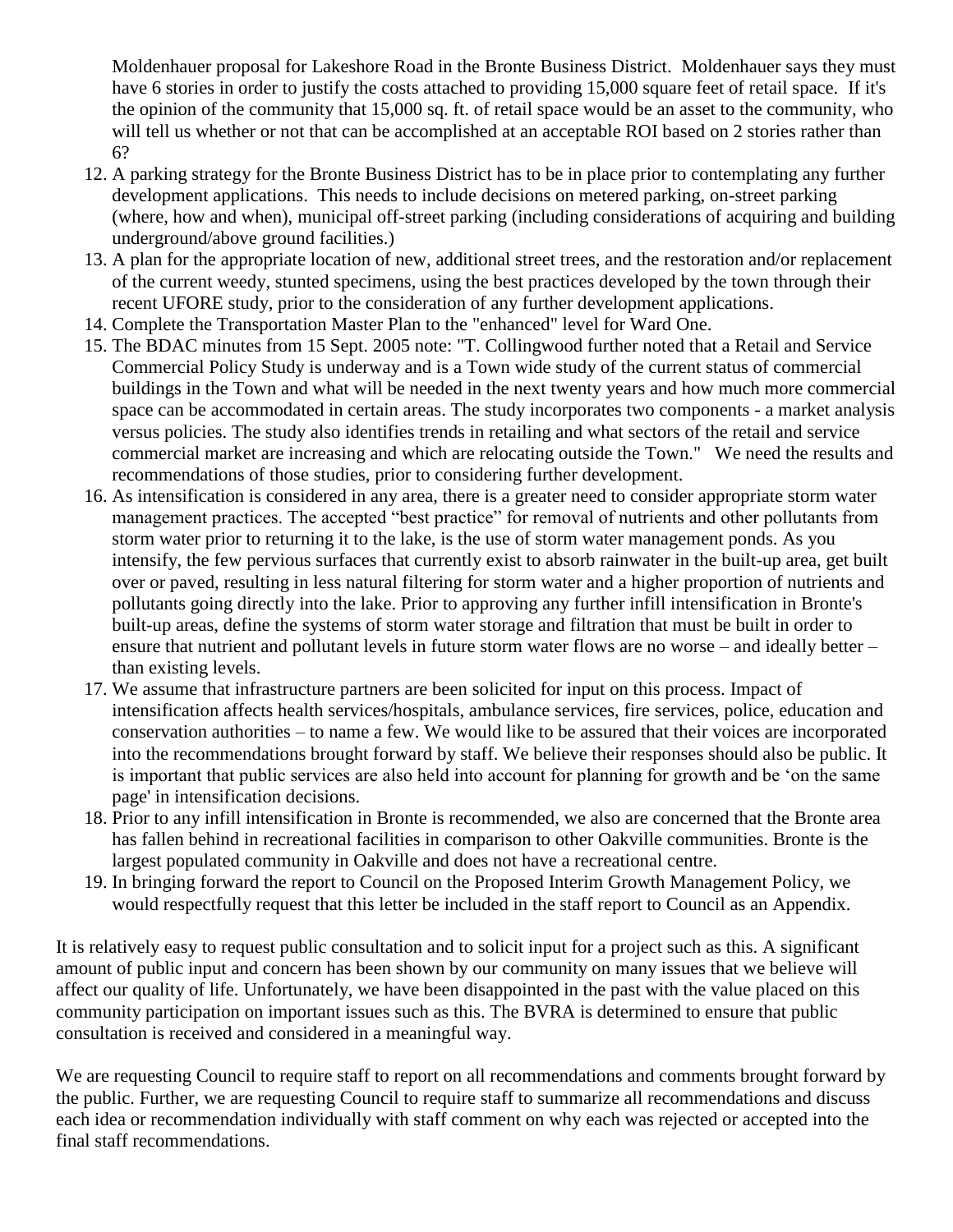Moldenhauer proposal for Lakeshore Road in the Bronte Business District. Moldenhauer says they must have 6 stories in order to justify the costs attached to providing 15,000 square feet of retail space. If it's the opinion of the community that 15,000 sq. ft. of retail space would be an asset to the community, who will tell us whether or not that can be accomplished at an acceptable ROI based on 2 stories rather than 6?

12. A parking strategy for the Bronte Business District has to be in place prior to contemplating any further development applications. This needs to include decisions on metered parking, on-street parking (where, how and when), municipal off-street parking (including considerations of acquiring and building underground/above ground facilities.)
13. A plan for the appropriate location of new, additional street trees, and the restoration and/or replacement of the current weedy, stunted specimens, using the best practices developed by the town through their recent UFORE study, prior to the consideration of any further development applications.
14. Complete the Transportation Master Plan to the "enhanced" level for Ward One.
15. The BDAC minutes from 15 Sept. 2005 note: "T. Collingwood further noted that a Retail and Service Commercial Policy Study is underway and is a Town wide study of the current status of commercial buildings in the Town and what will be needed in the next twenty years and how much more commercial space can be accommodated in certain areas. The study incorporates two components - a market analysis versus policies. The study also identifies trends in retailing and what sectors of the retail and service commercial market are increasing and which are relocating outside the Town." We need the results and recommendations of those studies, prior to considering further development.
16. As intensification is considered in any area, there is a greater need to consider appropriate storm water management practices. The accepted "best practice" for removal of nutrients and other pollutants from storm water prior to returning it to the lake, is the use of storm water management ponds. As you intensify, the few pervious surfaces that currently exist to absorb rainwater in the built-up area, get built over or paved, resulting in less natural filtering for storm water and a higher proportion of nutrients and pollutants going directly into the lake. Prior to approving any further infill intensification in Bronte's built-up areas, define the systems of storm water storage and filtration that must be built in order to ensure that nutrient and pollutant levels in future storm water flows are no worse – and ideally better – than existing levels.
17. We assume that infrastructure partners are been solicited for input on this process. Impact of intensification affects health services/hospitals, ambulance services, fire services, police, education and conservation authorities – to name a few. We would like to be assured that their voices are incorporated into the recommendations brought forward by staff. We believe their responses should also be public. It is important that public services are also held into account for planning for growth and be 'on the same page' in intensification decisions.
18. Prior to any infill intensification in Bronte is recommended, we also are concerned that the Bronte area has fallen behind in recreational facilities in comparison to other Oakville communities. Bronte is the largest populated community in Oakville and does not have a recreational centre.
19. In bringing forward the report to Council on the Proposed Interim Growth Management Policy, we would respectfully request that this letter be included in the staff report to Council as an Appendix.

It is relatively easy to request public consultation and to solicit input for a project such as this. A significant amount of public input and concern has been shown by our community on many issues that we believe will affect our quality of life. Unfortunately, we have been disappointed in the past with the value placed on this community participation on important issues such as this. The BVRA is determined to ensure that public consultation is received and considered in a meaningful way.

We are requesting Council to require staff to report on all recommendations and comments brought forward by the public. Further, we are requesting Council to require staff to summarize all recommendations and discuss each idea or recommendation individually with staff comment on why each was rejected or accepted into the final staff recommendations.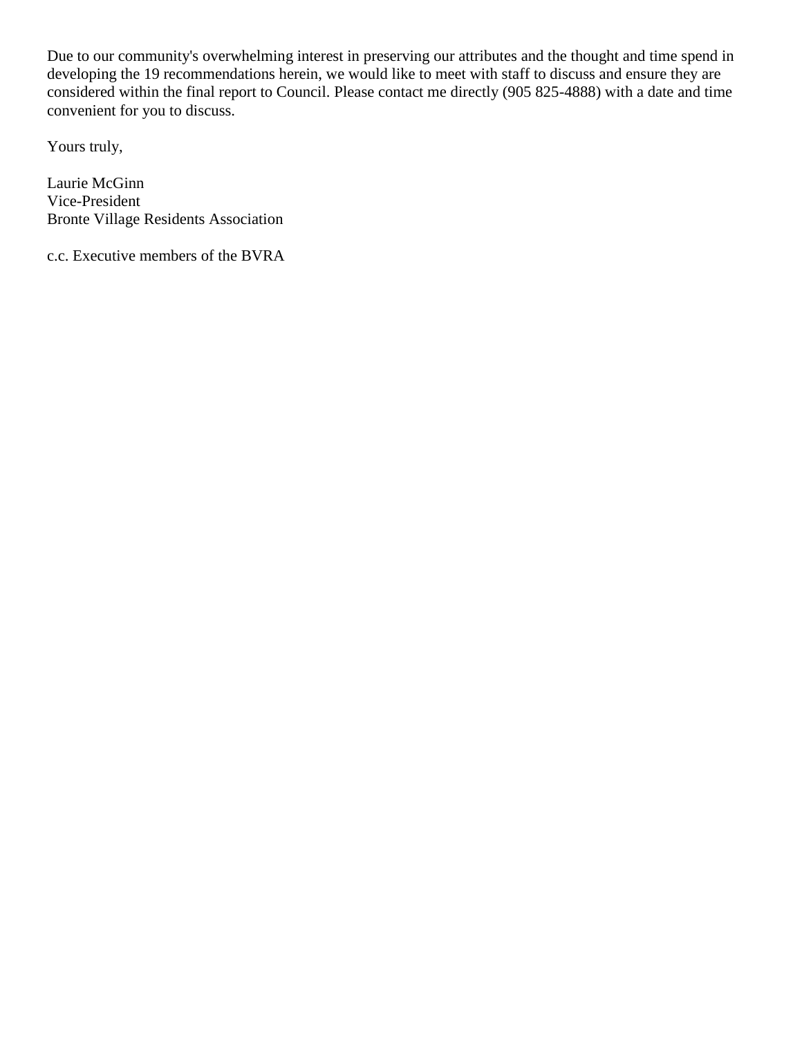Due to our community's overwhelming interest in preserving our attributes and the thought and time spend in developing the 19 recommendations herein, we would like to meet with staff to discuss and ensure they are considered within the final report to Council. Please contact me directly (905 825-4888) with a date and time convenient for you to discuss.

Yours truly,

Laurie McGinn  
Vice-President  
Bronte Village Residents Association

c.c. Executive members of the BVRA